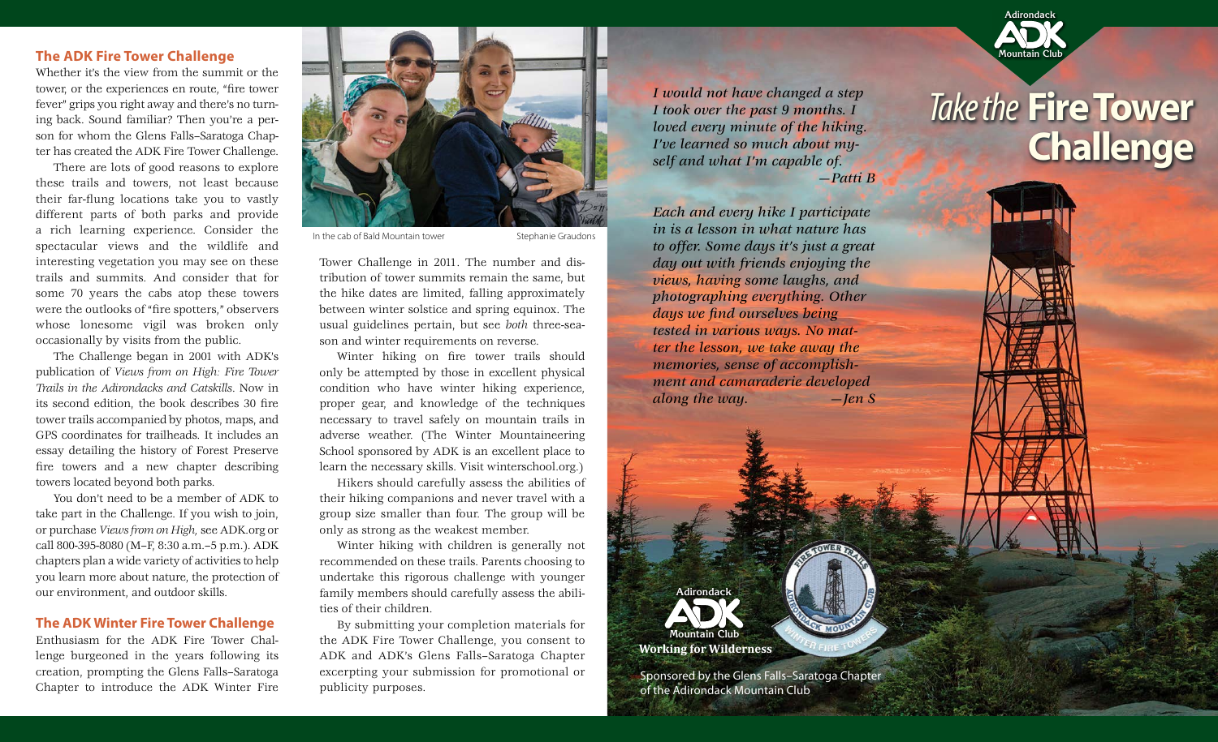## The ADK Fire Tower Challenge

Whether it's the view from the summit or the tower, or the experiences en route, "fire tower fever" grips you right away and there's no turning back. Sound familiar? Then you're a person for whom the Glens Falls–Saratoga Chapter has created the ADK Fire Tower Challenge.

There are lots of good reasons to explore these trails and towers, not least because their far-flung locations take you to vastly different parts of both parks and provide a rich learning experience. Consider the spectacular views and the wildlife and interesting vegetation you may see on these trails and summits. And consider that for some 70 years the cabs atop these towers were the outlooks of "fire spotters," observers whose lonesome vigil was broken only occasionally by visits from the public.

The Challenge began in 2001 with ADK's publication of *Views from on High: Fire Tower Trails in the Adirondacks and Catskills*. Now in its second edition, the book describes 30 fire tower trails accompanied by photos, maps, and GPS coordinates for trailheads. It includes an essay detailing the history of Forest Preserve fire towers and a new chapter describing towers located beyond both parks.

You don't need to be a member of ADK to take part in the Challenge. If you wish to join, or purchase *Views from on High,* see ADK.org or call 800-395-8080 (M–F, 8:30 a.m.–5 p.m.). ADK chapters plan a wide variety of activities to help you learn more about nature, the protection of our environment, and outdoor skills.

## The ADK Winter Fire Tower Challenge

Enthusiasm for the ADK Fire Tower Challenge burgeoned in the years following its creation, prompting the Glens Falls–Saratoga Chapter to introduce the ADK Winter Fire Tower Challenge in 2011. The number and distribution of tower summits remain the same, but the hike dates are limited, falling approximately between winter solstice and spring equinox. The usual guidelines pertain, but see *both* three-season and winter requirements on reverse.

In the cab of Bald Mountain tower — Stephanie Graudons

Winter hiking on fire tower trails should only be attempted by those in excellent physical condition who have winter hiking experience, proper gear, and knowledge of the techniques necessary to travel safely on mountain trails in adverse weather. (The Winter Mountaineering School sponsored by ADK is an excellent place to learn the necessary skills. Visit winterschool.org.)

Hikers should carefully assess the abilities of their hiking companions and never travel with a group size smaller than four. The group will be only as strong as the weakest member.

Winter hiking with children is generally not recommended on these trails. Parents choosing to undertake this rigorous challenge with younger family members should carefully assess the abilities of their children.

By submitting your completion materials for the ADK Fire Tower Challenge, you consent to ADK and ADK's Glens Falls–Saratoga Chapter excerpting your submission for promotional or publicity purposes.

***I would not have changed a step I took over the past 9 months. I loved every minute of the hiking. I've learned so much about myself and what I'm capable of.***
***—Patti B***

***Each and every hike I participate in is a lesson in what nature has to offer. Some days it's just a great day out with friends enjoying the views, having some laughs, and photographing everything. Other days we find ourselves being tested in various ways. No matter the lesson, we take away the memories, sense of accomplishment and camaraderie developed along the way.***
***—Jen S***

Adirondack ADK Mountain Club

# *Take the* Fire Tower Challenge

Adirondack ADK Mountain Club
**Working for Wilderness**

Sponsored by the Glens Falls–Saratoga Chapter of the Adirondack Mountain Club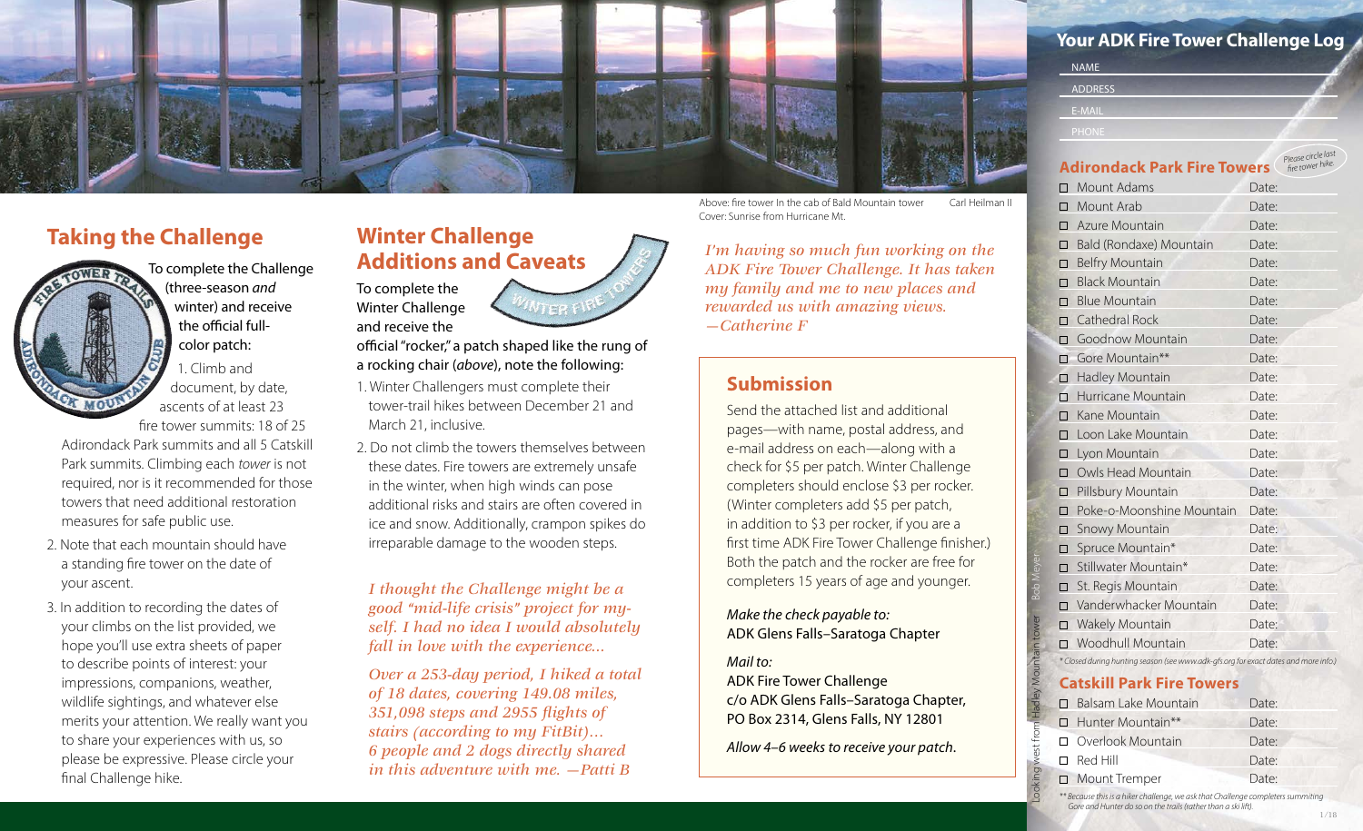## Taking the Challenge

To complete the Challenge (three-season *and* winter) and receive the official full-color patch:

1. Climb and document, by date, ascents of at least 23 fire tower summits: 18 of 25 Adirondack Park summits and all 5 Catskill Park summits. Climbing each *tower* is not required, nor is it recommended for those towers that need additional restoration measures for safe public use.
2. Note that each mountain should have a standing fire tower on the date of your ascent.
3. In addition to recording the dates of your climbs on the list provided, we hope you'll use extra sheets of paper to describe points of interest: your impressions, companions, weather, wildlife sightings, and whatever else merits your attention. We really want you to share your experiences with us, so please be expressive. Please circle your final Challenge hike.

## Winter Challenge Additions and Caveats

To complete the Winter Challenge and receive the official "rocker," a patch shaped like the rung of a rocking chair (*above*), note the following:

1. Winter Challengers must complete their tower-trail hikes between December 21 and March 21, inclusive.
2. Do not climb the towers themselves between these dates. Fire towers are extremely unsafe in the winter, when high winds can pose additional risks and stairs are often covered in ice and snow. Additionally, crampon spikes do irreparable damage to the wooden steps.

*I thought the Challenge might be a good "mid-life crisis" project for myself. I had no idea I would absolutely fall in love with the experience...*

*Over a 253-day period, I hiked a total of 18 dates, covering 149.08 miles, 351,098 steps and 2955 flights of stairs (according to my FitBit)... 6 people and 2 dogs directly shared in this adventure with me. —Patti B*

Above: fire tower In the cab of Bald Mountain tower Carl Heilman II
Cover: Sunrise from Hurricane Mt.

*I'm having so much fun working on the ADK Fire Tower Challenge. It has taken my family and me to new places and rewarded us with amazing views. —Catherine F*

## Submission

Send the attached list and additional pages—with name, postal address, and e-mail address on each—along with a check for $5 per patch. Winter Challenge completers should enclose $3 per rocker. (Winter completers add $5 per patch, in addition to $3 per rocker, if you are a first time ADK Fire Tower Challenge finisher.) Both the patch and the rocker are free for completers 15 years of age and younger.

*Make the check payable to:*
ADK Glens Falls–Saratoga Chapter

*Mail to:*
ADK Fire Tower Challenge
c/o ADK Glens Falls–Saratoga Chapter,
PO Box 2314, Glens Falls, NY 12801

*Allow 4–6 weeks to receive your patch.*

## Your ADK Fire Tower Challenge Log

NAME

ADDRESS

E-MAIL

PHONE

### Adirondack Park Fire Towers

*Please circle last fire tower hike.*

- ☐ Mount Adams — Date:
- ☐ Mount Arab — Date:
- ☐ Azure Mountain — Date:
- ☐ Bald (Rondaxe) Mountain — Date:
- ☐ Belfry Mountain — Date:
- ☐ Black Mountain — Date:
- ☐ Blue Mountain — Date:
- ☐ Cathedral Rock — Date:
- ☐ Goodnow Mountain — Date:
- ☐ Gore Mountain** — Date:
- ☐ Hadley Mountain — Date:
- ☐ Hurricane Mountain — Date:
- ☐ Kane Mountain — Date:
- ☐ Loon Lake Mountain — Date:
- ☐ Lyon Mountain — Date:
- ☐ Owls Head Mountain — Date:
- ☐ Pillsbury Mountain — Date:
- ☐ Poke-o-Moonshine Mountain — Date:
- ☐ Snowy Mountain — Date:
- ☐ Spruce Mountain* — Date:
- ☐ Stillwater Mountain* — Date:
- ☐ St. Regis Mountain — Date:
- ☐ Vanderwhacker Mountain — Date:
- ☐ Wakely Mountain — Date:
- ☐ Woodhull Mountain — Date:

*\* Closed during hunting season (see www.adk-gfs.org for exact dates and more info.)*

### Catskill Park Fire Towers

- ☐ Balsam Lake Mountain — Date:
- ☐ Hunter Mountain** — Date:
- ☐ Overlook Mountain — Date:
- ☐ Red Hill — Date:
- ☐ Mount Tremper — Date:

*\*\* Because this is a hiker challenge, we ask that Challenge completers summiting Gore and Hunter do so on the trails (rather than a ski lift).*

Looking west from Hadley Mountain tower Bob Meyer